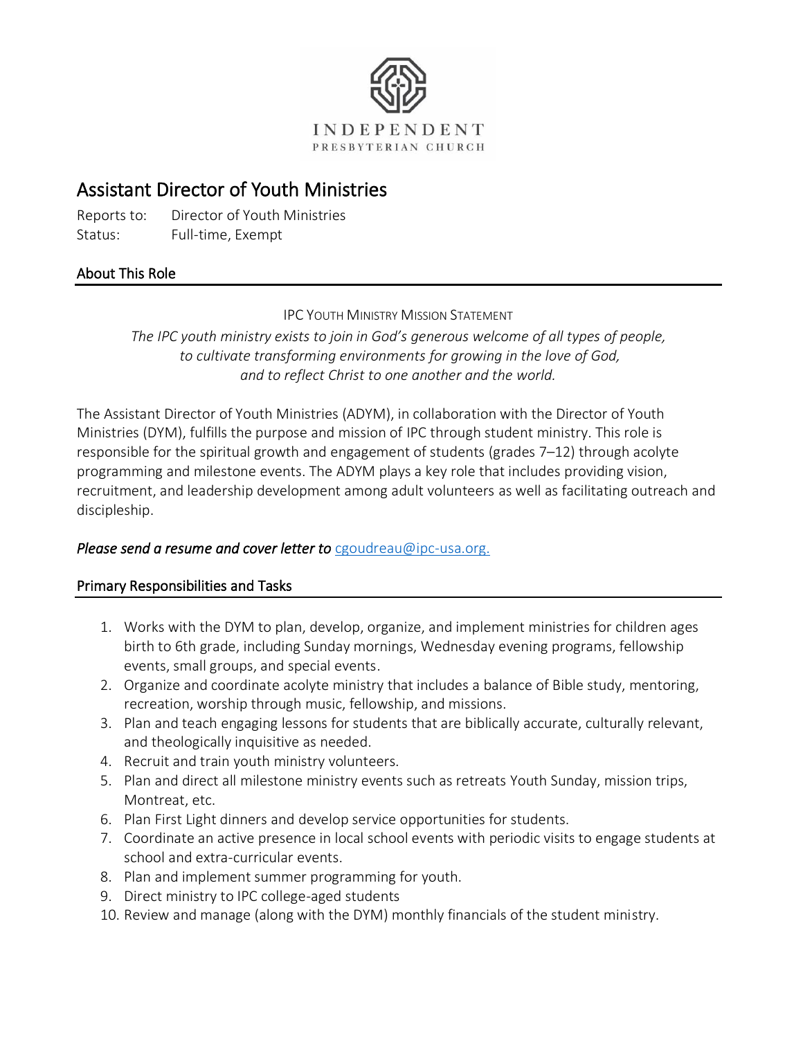INDEPENDENT
PRESBYTERIAN CHURCH

# Assistant Director of Youth Ministries

Reports to: Director of Youth Ministries
Status: Full-time, Exempt

## About This Role

IPC YOUTH MINISTRY MISSION STATEMENT

*The IPC youth ministry exists to join in God's generous welcome of all types of people, to cultivate transforming environments for growing in the love of God, and to reflect Christ to one another and the world.*

The Assistant Director of Youth Ministries (ADYM), in collaboration with the Director of Youth Ministries (DYM), fulfills the purpose and mission of IPC through student ministry. This role is responsible for the spiritual growth and engagement of students (grades 7–12) through acolyte programming and milestone events. The ADYM plays a key role that includes providing vision, recruitment, and leadership development among adult volunteers as well as facilitating outreach and discipleship.

***Please send a resume and cover letter to*** cgoudreau@ipc-usa.org.

## Primary Responsibilities and Tasks

1. Works with the DYM to plan, develop, organize, and implement ministries for children ages birth to 6th grade, including Sunday mornings, Wednesday evening programs, fellowship events, small groups, and special events.
2. Organize and coordinate acolyte ministry that includes a balance of Bible study, mentoring, recreation, worship through music, fellowship, and missions.
3. Plan and teach engaging lessons for students that are biblically accurate, culturally relevant, and theologically inquisitive as needed.
4. Recruit and train youth ministry volunteers.
5. Plan and direct all milestone ministry events such as retreats Youth Sunday, mission trips, Montreat, etc.
6. Plan First Light dinners and develop service opportunities for students.
7. Coordinate an active presence in local school events with periodic visits to engage students at school and extra-curricular events.
8. Plan and implement summer programming for youth.
9. Direct ministry to IPC college-aged students
10. Review and manage (along with the DYM) monthly financials of the student ministry.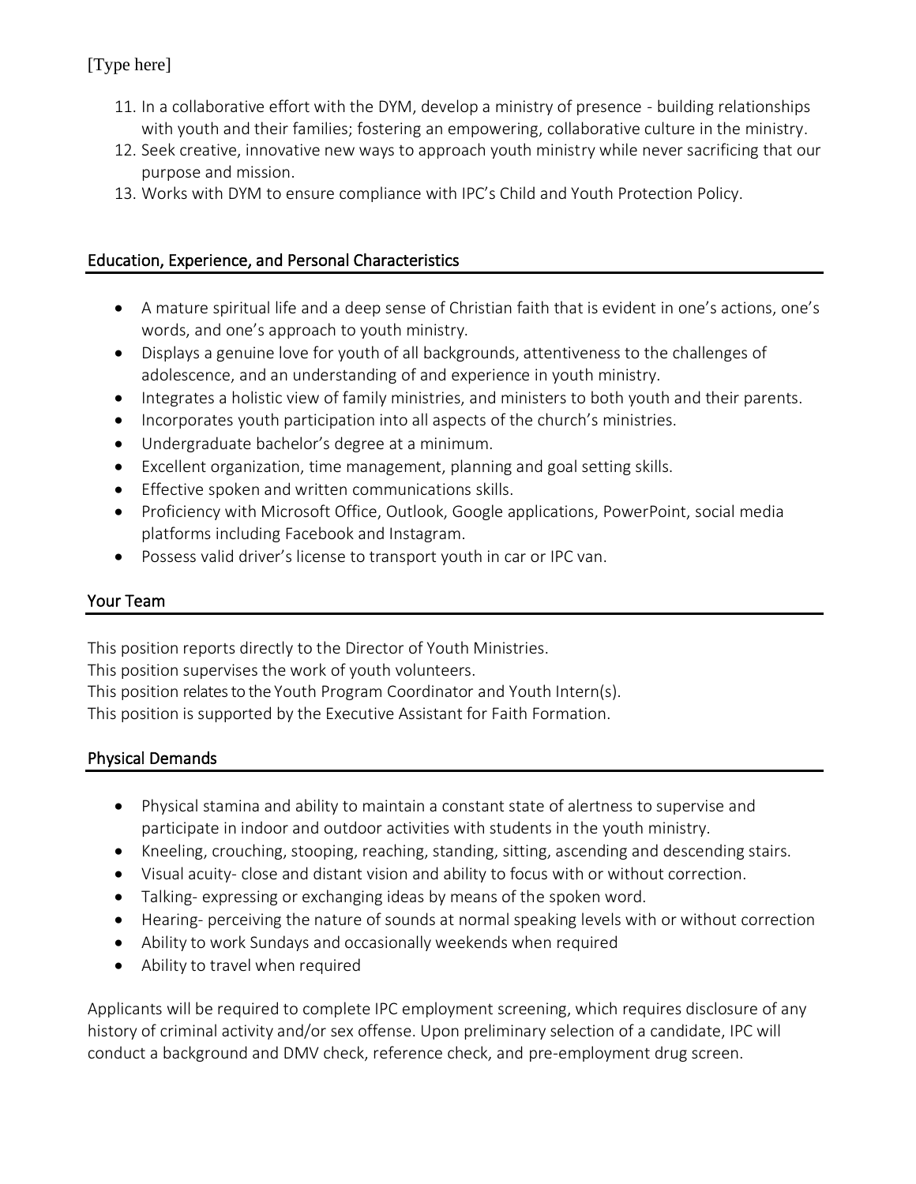11. In a collaborative effort with the DYM, develop a ministry of presence - building relationships with youth and their families; fostering an empowering, collaborative culture in the ministry.
12. Seek creative, innovative new ways to approach youth ministry while never sacrificing that our purpose and mission.
13. Works with DYM to ensure compliance with IPC's Child and Youth Protection Policy.

## Education, Experience, and Personal Characteristics

- A mature spiritual life and a deep sense of Christian faith that is evident in one's actions, one's words, and one's approach to youth ministry.
- Displays a genuine love for youth of all backgrounds, attentiveness to the challenges of adolescence, and an understanding of and experience in youth ministry.
- Integrates a holistic view of family ministries, and ministers to both youth and their parents.
- Incorporates youth participation into all aspects of the church's ministries.
- Undergraduate bachelor's degree at a minimum.
- Excellent organization, time management, planning and goal setting skills.
- Effective spoken and written communications skills.
- Proficiency with Microsoft Office, Outlook, Google applications, PowerPoint, social media platforms including Facebook and Instagram.
- Possess valid driver's license to transport youth in car or IPC van.

## Your Team

This position reports directly to the Director of Youth Ministries.
This position supervises the work of youth volunteers.
This position relates to the Youth Program Coordinator and Youth Intern(s).
This position is supported by the Executive Assistant for Faith Formation.

## Physical Demands

- Physical stamina and ability to maintain a constant state of alertness to supervise and participate in indoor and outdoor activities with students in the youth ministry.
- Kneeling, crouching, stooping, reaching, standing, sitting, ascending and descending stairs.
- Visual acuity- close and distant vision and ability to focus with or without correction.
- Talking- expressing or exchanging ideas by means of the spoken word.
- Hearing- perceiving the nature of sounds at normal speaking levels with or without correction
- Ability to work Sundays and occasionally weekends when required
- Ability to travel when required

Applicants will be required to complete IPC employment screening, which requires disclosure of any history of criminal activity and/or sex offense. Upon preliminary selection of a candidate, IPC will conduct a background and DMV check, reference check, and pre-employment drug screen.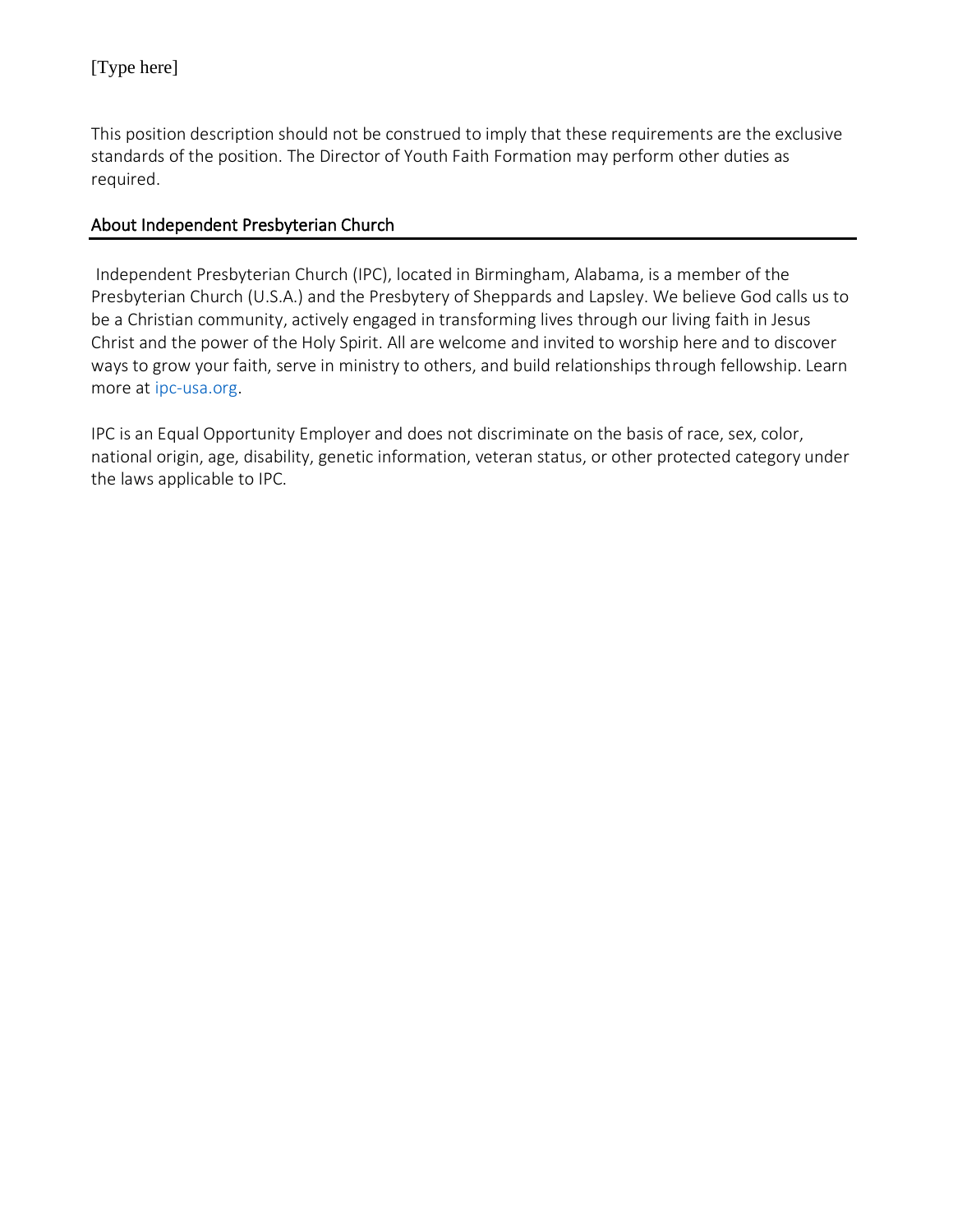[Type here]

This position description should not be construed to imply that these requirements are the exclusive standards of the position. The Director of Youth Faith Formation may perform other duties as required.

## About Independent Presbyterian Church

Independent Presbyterian Church (IPC), located in Birmingham, Alabama, is a member of the Presbyterian Church (U.S.A.) and the Presbytery of Sheppards and Lapsley. We believe God calls us to be a Christian community, actively engaged in transforming lives through our living faith in Jesus Christ and the power of the Holy Spirit. All are welcome and invited to worship here and to discover ways to grow your faith, serve in ministry to others, and build relationships through fellowship. Learn more at ipc-usa.org.

IPC is an Equal Opportunity Employer and does not discriminate on the basis of race, sex, color, national origin, age, disability, genetic information, veteran status, or other protected category under the laws applicable to IPC.